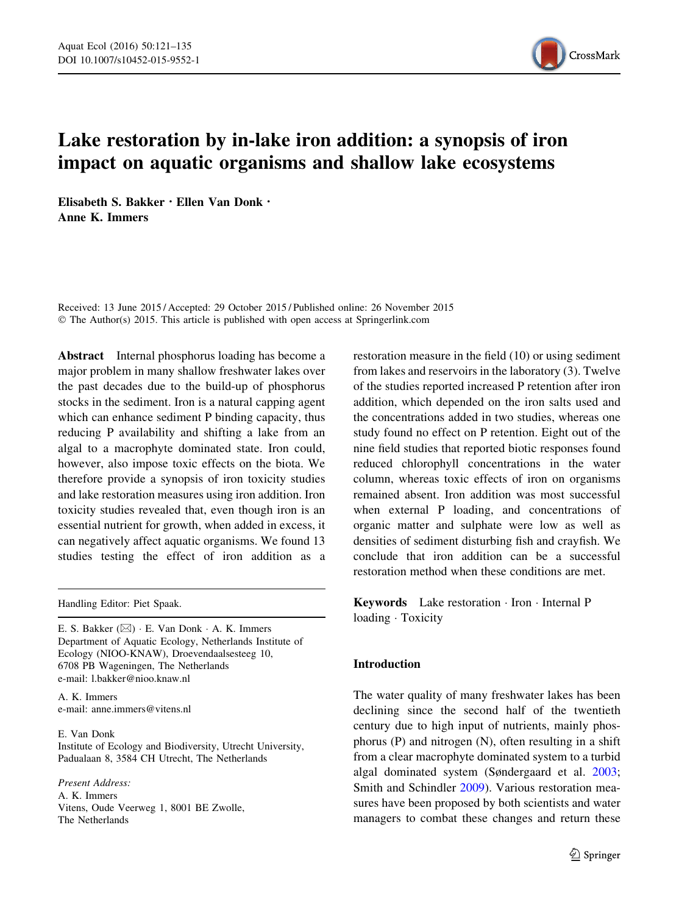# Lake restoration by in-lake iron addition: a synopsis of iron impact on aquatic organisms and shallow lake ecosystems

**Elisabeth S. Bakker · Ellen Van Donk · Anne K. Immers**

Received: 13 June 2015 / Accepted: 29 October 2015 / Published online: 26 November 2015
© The Author(s) 2015. This article is published with open access at Springerlink.com

**Abstract** Internal phosphorus loading has become a major problem in many shallow freshwater lakes over the past decades due to the build-up of phosphorus stocks in the sediment. Iron is a natural capping agent which can enhance sediment P binding capacity, thus reducing P availability and shifting a lake from an algal to a macrophyte dominated state. Iron could, however, also impose toxic effects on the biota. We therefore provide a synopsis of iron toxicity studies and lake restoration measures using iron addition. Iron toxicity studies revealed that, even though iron is an essential nutrient for growth, when added in excess, it can negatively affect aquatic organisms. We found 13 studies testing the effect of iron addition as a restoration measure in the field (10) or using sediment from lakes and reservoirs in the laboratory (3). Twelve of the studies reported increased P retention after iron addition, which depended on the iron salts used and the concentrations added in two studies, whereas one study found no effect on P retention. Eight out of the nine field studies that reported biotic responses found reduced chlorophyll concentrations in the water column, whereas toxic effects of iron on organisms remained absent. Iron addition was most successful when external P loading, and concentrations of organic matter and sulphate were low as well as densities of sediment disturbing fish and crayfish. We conclude that iron addition can be a successful restoration method when these conditions are met.

**Keywords** Lake restoration · Iron · Internal P loading · Toxicity

Handling Editor: Piet Spaak.

E. S. Bakker (✉) · E. Van Donk · A. K. Immers
Department of Aquatic Ecology, Netherlands Institute of Ecology (NIOO-KNAW), Droevendaalsesteeg 10, 6708 PB Wageningen, The Netherlands
e-mail: l.bakker@nioo.knaw.nl

A. K. Immers
e-mail: anne.immers@vitens.nl

E. Van Donk
Institute of Ecology and Biodiversity, Utrecht University, Padualaan 8, 3584 CH Utrecht, The Netherlands

*Present Address:*
A. K. Immers
Vitens, Oude Veerweg 1, 8001 BE Zwolle, The Netherlands

## Introduction

The water quality of many freshwater lakes has been declining since the second half of the twentieth century due to high input of nutrients, mainly phosphorus (P) and nitrogen (N), often resulting in a shift from a clear macrophyte dominated system to a turbid algal dominated system (Søndergaard et al. 2003; Smith and Schindler 2009). Various restoration measures have been proposed by both scientists and water managers to combat these changes and return these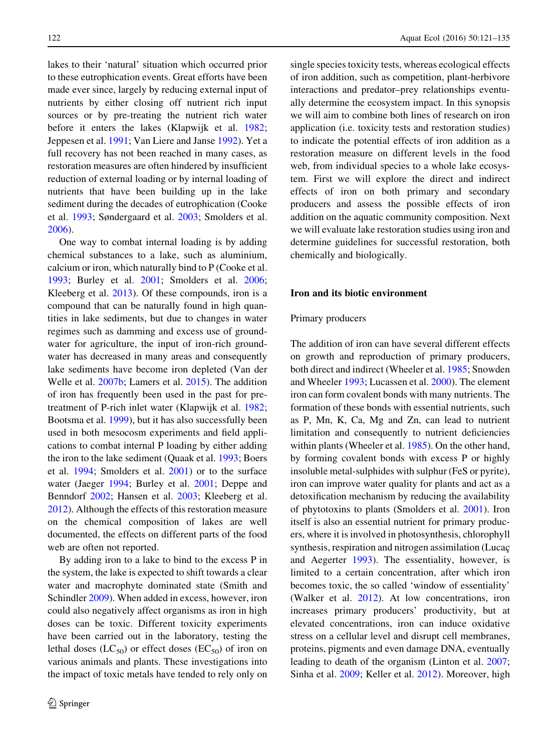lakes to their 'natural' situation which occurred prior to these eutrophication events. Great efforts have been made ever since, largely by reducing external input of nutrients by either closing off nutrient rich input sources or by pre-treating the nutrient rich water before it enters the lakes (Klapwijk et al. 1982; Jeppesen et al. 1991; Van Liere and Janse 1992). Yet a full recovery has not been reached in many cases, as restoration measures are often hindered by insufficient reduction of external loading or by internal loading of nutrients that have been building up in the lake sediment during the decades of eutrophication (Cooke et al. 1993; Søndergaard et al. 2003; Smolders et al. 2006).

One way to combat internal loading is by adding chemical substances to a lake, such as aluminium, calcium or iron, which naturally bind to P (Cooke et al. 1993; Burley et al. 2001; Smolders et al. 2006; Kleeberg et al. 2013). Of these compounds, iron is a compound that can be naturally found in high quantities in lake sediments, but due to changes in water regimes such as damming and excess use of groundwater for agriculture, the input of iron-rich groundwater has decreased in many areas and consequently lake sediments have become iron depleted (Van der Welle et al. 2007b; Lamers et al. 2015). The addition of iron has frequently been used in the past for pre-treatment of P-rich inlet water (Klapwijk et al. 1982; Bootsma et al. 1999), but it has also successfully been used in both mesocosm experiments and field applications to combat internal P loading by either adding the iron to the lake sediment (Quaak et al. 1993; Boers et al. 1994; Smolders et al. 2001) or to the surface water (Jaeger 1994; Burley et al. 2001; Deppe and Benndorf 2002; Hansen et al. 2003; Kleeberg et al. 2012). Although the effects of this restoration measure on the chemical composition of lakes are well documented, the effects on different parts of the food web are often not reported.

By adding iron to a lake to bind to the excess P in the system, the lake is expected to shift towards a clear water and macrophyte dominated state (Smith and Schindler 2009). When added in excess, however, iron could also negatively affect organisms as iron in high doses can be toxic. Different toxicity experiments have been carried out in the laboratory, testing the lethal doses ($LC_{50}$) or effect doses ($EC_{50}$) of iron on various animals and plants. These investigations into the impact of toxic metals have tended to rely only on single species toxicity tests, whereas ecological effects of iron addition, such as competition, plant-herbivore interactions and predator–prey relationships eventually determine the ecosystem impact. In this synopsis we will aim to combine both lines of research on iron application (i.e. toxicity tests and restoration studies) to indicate the potential effects of iron addition as a restoration measure on different levels in the food web, from individual species to a whole lake ecosystem. First we will explore the direct and indirect effects of iron on both primary and secondary producers and assess the possible effects of iron addition on the aquatic community composition. Next we will evaluate lake restoration studies using iron and determine guidelines for successful restoration, both chemically and biologically.

## Iron and its biotic environment

### Primary producers

The addition of iron can have several different effects on growth and reproduction of primary producers, both direct and indirect (Wheeler et al. 1985; Snowden and Wheeler 1993; Lucassen et al. 2000). The element iron can form covalent bonds with many nutrients. The formation of these bonds with essential nutrients, such as P, Mn, K, Ca, Mg and Zn, can lead to nutrient limitation and consequently to nutrient deficiencies within plants (Wheeler et al. 1985). On the other hand, by forming covalent bonds with excess P or highly insoluble metal-sulphides with sulphur (FeS or pyrite), iron can improve water quality for plants and act as a detoxification mechanism by reducing the availability of phytotoxins to plants (Smolders et al. 2001). Iron itself is also an essential nutrient for primary producers, where it is involved in photosynthesis, chlorophyll synthesis, respiration and nitrogen assimilation (Lucaç and Aegerter 1993). The essentiality, however, is limited to a certain concentration, after which iron becomes toxic, the so called 'window of essentiality' (Walker et al. 2012). At low concentrations, iron increases primary producers' productivity, but at elevated concentrations, iron can induce oxidative stress on a cellular level and disrupt cell membranes, proteins, pigments and even damage DNA, eventually leading to death of the organism (Linton et al. 2007; Sinha et al. 2009; Keller et al. 2012). Moreover, high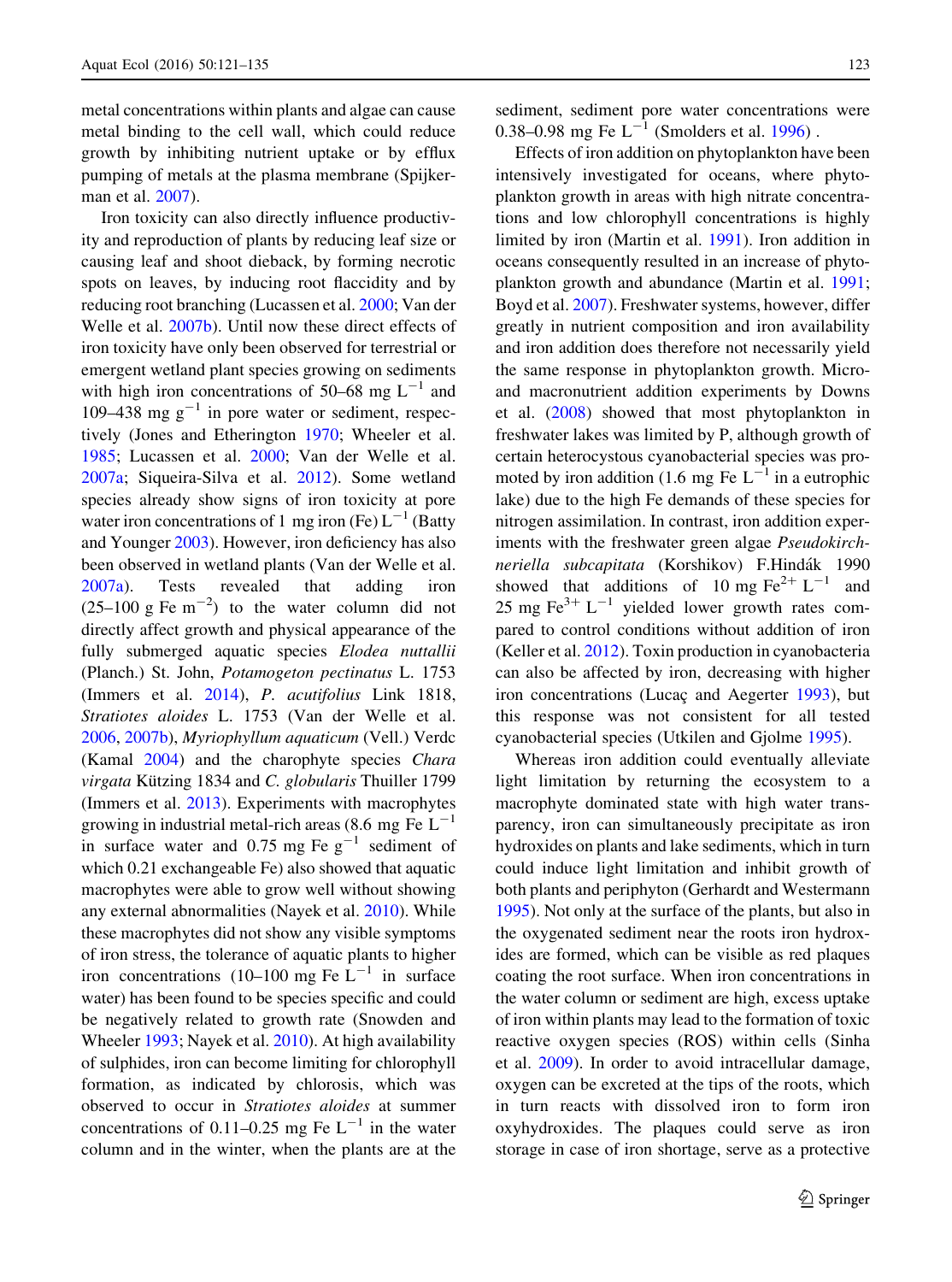metal concentrations within plants and algae can cause metal binding to the cell wall, which could reduce growth by inhibiting nutrient uptake or by efflux pumping of metals at the plasma membrane (Spijkerman et al. 2007).

Iron toxicity can also directly influence productivity and reproduction of plants by reducing leaf size or causing leaf and shoot dieback, by forming necrotic spots on leaves, by inducing root flaccidity and by reducing root branching (Lucassen et al. 2000; Van der Welle et al. 2007b). Until now these direct effects of iron toxicity have only been observed for terrestrial or emergent wetland plant species growing on sediments with high iron concentrations of 50–68 mg $L^{-1}$ and 109–438 mg $g^{-1}$ in pore water or sediment, respectively (Jones and Etherington 1970; Wheeler et al. 1985; Lucassen et al. 2000; Van der Welle et al. 2007a; Siqueira-Silva et al. 2012). Some wetland species already show signs of iron toxicity at pore water iron concentrations of 1 mg iron (Fe) $L^{-1}$ (Batty and Younger 2003). However, iron deficiency has also been observed in wetland plants (Van der Welle et al. 2007a). Tests revealed that adding iron (25–100 g Fe $m^{-2}$) to the water column did not directly affect growth and physical appearance of the fully submerged aquatic species *Elodea nuttallii* (Planch.) St. John, *Potamogeton pectinatus* L. 1753 (Immers et al. 2014), *P. acutifolius* Link 1818, *Stratiotes aloides* L. 1753 (Van der Welle et al. 2006, 2007b), *Myriophyllum aquaticum* (Vell.) Verdc (Kamal 2004) and the charophyte species *Chara virgata* Kützing 1834 and *C. globularis* Thuiller 1799 (Immers et al. 2013). Experiments with macrophytes growing in industrial metal-rich areas (8.6 mg Fe $L^{-1}$ in surface water and 0.75 mg Fe $g^{-1}$ sediment of which 0.21 exchangeable Fe) also showed that aquatic macrophytes were able to grow well without showing any external abnormalities (Nayek et al. 2010). While these macrophytes did not show any visible symptoms of iron stress, the tolerance of aquatic plants to higher iron concentrations (10–100 mg Fe $L^{-1}$ in surface water) has been found to be species specific and could be negatively related to growth rate (Snowden and Wheeler 1993; Nayek et al. 2010). At high availability of sulphides, iron can become limiting for chlorophyll formation, as indicated by chlorosis, which was observed to occur in *Stratiotes aloides* at summer concentrations of 0.11–0.25 mg Fe $L^{-1}$ in the water column and in the winter, when the plants are at the sediment, sediment pore water concentrations were 0.38–0.98 mg Fe $L^{-1}$ (Smolders et al. 1996) .

Effects of iron addition on phytoplankton have been intensively investigated for oceans, where phytoplankton growth in areas with high nitrate concentrations and low chlorophyll concentrations is highly limited by iron (Martin et al. 1991). Iron addition in oceans consequently resulted in an increase of phytoplankton growth and abundance (Martin et al. 1991; Boyd et al. 2007). Freshwater systems, however, differ greatly in nutrient composition and iron availability and iron addition does therefore not necessarily yield the same response in phytoplankton growth. Micro- and macronutrient addition experiments by Downs et al. (2008) showed that most phytoplankton in freshwater lakes was limited by P, although growth of certain heterocystous cyanobacterial species was promoted by iron addition (1.6 mg Fe $L^{-1}$ in a eutrophic lake) due to the high Fe demands of these species for nitrogen assimilation. In contrast, iron addition experiments with the freshwater green algae *Pseudokirchneriella subcapitata* (Korshikov) F.Hindák 1990 showed that additions of 10 mg $Fe^{2+}$ $L^{-1}$ and 25 mg $Fe^{3+}$ $L^{-1}$ yielded lower growth rates compared to control conditions without addition of iron (Keller et al. 2012). Toxin production in cyanobacteria can also be affected by iron, decreasing with higher iron concentrations (Lucaç and Aegerter 1993), but this response was not consistent for all tested cyanobacterial species (Utkilen and Gjolme 1995).

Whereas iron addition could eventually alleviate light limitation by returning the ecosystem to a macrophyte dominated state with high water transparency, iron can simultaneously precipitate as iron hydroxides on plants and lake sediments, which in turn could induce light limitation and inhibit growth of both plants and periphyton (Gerhardt and Westermann 1995). Not only at the surface of the plants, but also in the oxygenated sediment near the roots iron hydroxides are formed, which can be visible as red plaques coating the root surface. When iron concentrations in the water column or sediment are high, excess uptake of iron within plants may lead to the formation of toxic reactive oxygen species (ROS) within cells (Sinha et al. 2009). In order to avoid intracellular damage, oxygen can be excreted at the tips of the roots, which in turn reacts with dissolved iron to form iron oxyhydroxides. The plaques could serve as iron storage in case of iron shortage, serve as a protective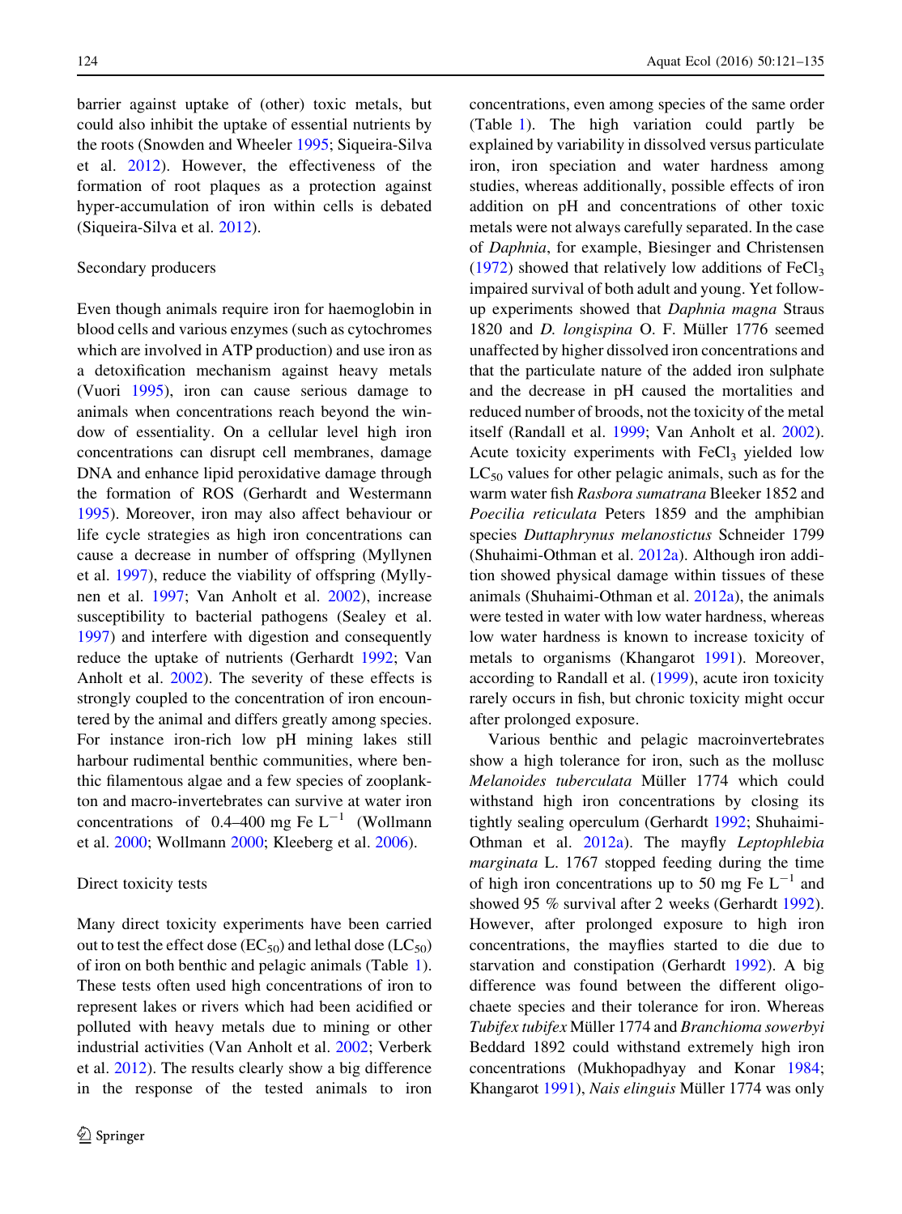barrier against uptake of (other) toxic metals, but could also inhibit the uptake of essential nutrients by the roots (Snowden and Wheeler 1995; Siqueira-Silva et al. 2012). However, the effectiveness of the formation of root plaques as a protection against hyper-accumulation of iron within cells is debated (Siqueira-Silva et al. 2012).

### Secondary producers

Even though animals require iron for haemoglobin in blood cells and various enzymes (such as cytochromes which are involved in ATP production) and use iron as a detoxification mechanism against heavy metals (Vuori 1995), iron can cause serious damage to animals when concentrations reach beyond the window of essentiality. On a cellular level high iron concentrations can disrupt cell membranes, damage DNA and enhance lipid peroxidative damage through the formation of ROS (Gerhardt and Westermann 1995). Moreover, iron may also affect behaviour or life cycle strategies as high iron concentrations can cause a decrease in number of offspring (Myllynen et al. 1997), reduce the viability of offspring (Myllynen et al. 1997; Van Anholt et al. 2002), increase susceptibility to bacterial pathogens (Sealey et al. 1997) and interfere with digestion and consequently reduce the uptake of nutrients (Gerhardt 1992; Van Anholt et al. 2002). The severity of these effects is strongly coupled to the concentration of iron encountered by the animal and differs greatly among species. For instance iron-rich low pH mining lakes still harbour rudimental benthic communities, where benthic filamentous algae and a few species of zooplankton and macro-invertebrates can survive at water iron concentrations of 0.4–400 mg Fe $L^{-1}$ (Wollmann et al. 2000; Wollmann 2000; Kleeberg et al. 2006).

### Direct toxicity tests

Many direct toxicity experiments have been carried out to test the effect dose ($EC_{50}$) and lethal dose ($LC_{50}$) of iron on both benthic and pelagic animals (Table 1). These tests often used high concentrations of iron to represent lakes or rivers which had been acidified or polluted with heavy metals due to mining or other industrial activities (Van Anholt et al. 2002; Verberk et al. 2012). The results clearly show a big difference in the response of the tested animals to iron concentrations, even among species of the same order (Table 1). The high variation could partly be explained by variability in dissolved versus particulate iron, iron speciation and water hardness among studies, whereas additionally, possible effects of iron addition on pH and concentrations of other toxic metals were not always carefully separated. In the case of *Daphnia*, for example, Biesinger and Christensen (1972) showed that relatively low additions of $FeCl_3$ impaired survival of both adult and young. Yet follow-up experiments showed that *Daphnia magna* Straus 1820 and *D. longispina* O. F. Müller 1776 seemed unaffected by higher dissolved iron concentrations and that the particulate nature of the added iron sulphate and the decrease in pH caused the mortalities and reduced number of broods, not the toxicity of the metal itself (Randall et al. 1999; Van Anholt et al. 2002). Acute toxicity experiments with $FeCl_3$ yielded low $LC_{50}$ values for other pelagic animals, such as for the warm water fish *Rasbora sumatrana* Bleeker 1852 and *Poecilia reticulata* Peters 1859 and the amphibian species *Duttaphrynus melanostictus* Schneider 1799 (Shuhaimi-Othman et al. 2012a). Although iron addition showed physical damage within tissues of these animals (Shuhaimi-Othman et al. 2012a), the animals were tested in water with low water hardness, whereas low water hardness is known to increase toxicity of metals to organisms (Khangarot 1991). Moreover, according to Randall et al. (1999), acute iron toxicity rarely occurs in fish, but chronic toxicity might occur after prolonged exposure.

Various benthic and pelagic macroinvertebrates show a high tolerance for iron, such as the mollusc *Melanoides tuberculata* Müller 1774 which could withstand high iron concentrations by closing its tightly sealing operculum (Gerhardt 1992; Shuhaimi-Othman et al. 2012a). The mayfly *Leptophlebia marginata* L. 1767 stopped feeding during the time of high iron concentrations up to 50 mg Fe $L^{-1}$ and showed 95 % survival after 2 weeks (Gerhardt 1992). However, after prolonged exposure to high iron concentrations, the mayflies started to die due to starvation and constipation (Gerhardt 1992). A big difference was found between the different oligochaete species and their tolerance for iron. Whereas *Tubifex tubifex* Müller 1774 and *Branchioma sowerbyi* Beddard 1892 could withstand extremely high iron concentrations (Mukhopadhyay and Konar 1984; Khangarot 1991), *Nais elinguis* Müller 1774 was only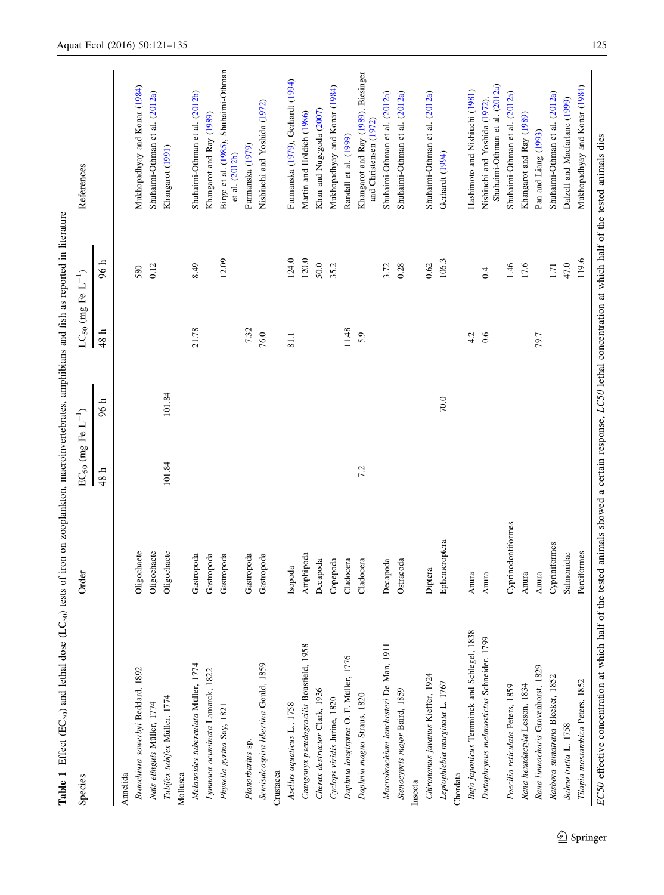**Table 1** Effect ($EC_{50}$) and lethal dose ($LC_{50}$) tests of iron on zooplankton, macroinvertebrates, amphibians and fish as reported in literature

| Species | Order | $EC_{50}$ (mg Fe $L^{-1}$) | | $LC_{50}$ (mg Fe $L^{-1}$) | | References |
|---|---|---|---|---|---|---|
| | | 48 h | 96 h | 48 h | 96 h | |
| **Annelida** | | | | | | |
| *Branchiura sowerbyi* Beddard, 1892 | Oligochaete | | | | 580 | Mukhopadhyay and Konar (1984) |
| *Nais elinguis* Müller, 1774 | Oligochaete | | | | 0.12 | Shuhaimi-Othman et al. (2012a) |
| *Tubifex tubifex* Müller, 1774 | Oligochaete | 101.84 | 101.84 | | | Khangarot (1991) |
| **Mollusca** | | | | | | |
| *Melanoides tuberculata* Müller, 1774 | Gastropoda | | | 21.78 | 8.49 | Shuhaimi-Othman et al. (2012b) |
| *Lymnaea acuminata* Lamarck, 1822 | Gastropoda | | | | | Khangarot and Ray (1989) |
| *Physella gyrina* Say, 1821 | Gastropoda | | | | 12.09 | Birge et al. (1985), Shuhaimi-Othman et al. (2012b) |
| *Planorbarius* sp. | Gastropoda | | | 7.32 | | Furmanska (1979) |
| *Semisulcospira libertina* Gould, 1859 | Gastropoda | | | 76.0 | | Nishiuchi and Yoshida (1972) |
| **Crustacea** | | | | | | |
| *Asellus aquaticus* L., 1758 | Isopoda | | | 81.1 | 124.0 | Furmanska (1979), Gerhardt (1994) |
| *Crangonyx pseudogracilis* Bousfield, 1958 | Amphipoda | | | | 120.0 | Martin and Holdich (1986) |
| *Cherax destructor* Clark, 1936 | Decapoda | | | | 50.0 | Khan and Nugegoda (2007) |
| *Cyclops viridis* Jurine, 1820 | Copepoda | | | | 35.2 | Mukhopadhyay and Konar (1984) |
| *Daphnia longispina* O. F. Müller, 1776 | Cladocera | | | 11.48 | | Randall et al. (1999) |
| *Daphnia magna* Straus, 1820 | Cladocera | 7.2 | | 5.9 | | Khangarot and Ray (1989), Biesinger and Christensen (1972) |
| *Macrobrachium lanchesteri* De Man, 1911 | Decapoda | | | | 3.72 | Shuhaimi-Othman et al. (2012a) |
| *Stenocypris major* Baird, 1859 | Ostracoda | | | | 0.28 | Shuhaimi-Othman et al. (2012a) |
| **Insecta** | | | | | | |
| *Chironomus javanus* Kieffer, 1924 | Diptera | | | | 0.62 | Shuhaimi-Othman et al. (2012a) |
| *Leptophlebia marginata* L. 1767 | Ephemeroptera | | 70.0 | | 106.3 | Gerhardt (1994) |
| **Chordata** | | | | | | |
| *Bufo japonicus* Temminck and Schlegel, 1838 | Anura | | | 4.2 | | Hashimoto and Nishiuchi (1981) |
| *Duttaphrynus melanostictus* Schneider, 1799 | Anura | | | 0.6 | 0.4 | Nishiuchi and Yoshida (1972), Shuhaimi-Othman et al. (2012a) |
| *Poecilia reticulata* Peters, 1859 | Cyprinodontiformes | | | | 1.46 | Shuhaimi-Othman et al. (2012a) |
| *Rana hexadactyla* Lesson, 1834 | Anura | | | | 17.6 | Khangarot and Ray (1989) |
| *Rana limnocharis* Gravenhorst, 1829 | Anura | | | 79.7 | | Pan and Liang (1993) |
| *Rasbora sumatrana* Bleeker, 1852 | Cypriniformes | | | | 1.71 | Shuhaimi-Othman et al. (2012a) |
| *Salmo trutta* L. 1758 | Salmonidae | | | | 47.0 | Dalzell and Macfarlane (1999) |
| *Tilapia mossambica* Peters, 1852 | Perciformes | | | | 119.6 | Mukhopadhyay and Konar (1984) |

*EC50* effective concentration at which half of the tested animals showed a certain response, *LC50* lethal concentration at which half of the tested animals dies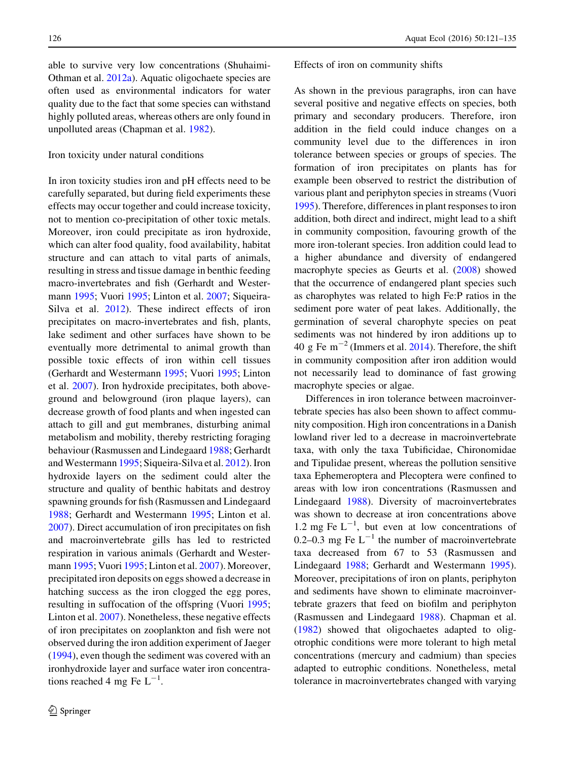able to survive very low concentrations (Shuhaimi-Othman et al. 2012a). Aquatic oligochaete species are often used as environmental indicators for water quality due to the fact that some species can withstand highly polluted areas, whereas others are only found in unpolluted areas (Chapman et al. 1982).

### Iron toxicity under natural conditions

In iron toxicity studies iron and pH effects need to be carefully separated, but during field experiments these effects may occur together and could increase toxicity, not to mention co-precipitation of other toxic metals. Moreover, iron could precipitate as iron hydroxide, which can alter food quality, food availability, habitat structure and can attach to vital parts of animals, resulting in stress and tissue damage in benthic feeding macro-invertebrates and fish (Gerhardt and Westermann 1995; Vuori 1995; Linton et al. 2007; Siqueira-Silva et al. 2012). These indirect effects of iron precipitates on macro-invertebrates and fish, plants, lake sediment and other surfaces have shown to be eventually more detrimental to animal growth than possible toxic effects of iron within cell tissues (Gerhardt and Westermann 1995; Vuori 1995; Linton et al. 2007). Iron hydroxide precipitates, both above-ground and belowground (iron plaque layers), can decrease growth of food plants and when ingested can attach to gill and gut membranes, disturbing animal metabolism and mobility, thereby restricting foraging behaviour (Rasmussen and Lindegaard 1988; Gerhardt and Westermann 1995; Siqueira-Silva et al. 2012). Iron hydroxide layers on the sediment could alter the structure and quality of benthic habitats and destroy spawning grounds for fish (Rasmussen and Lindegaard 1988; Gerhardt and Westermann 1995; Linton et al. 2007). Direct accumulation of iron precipitates on fish and macroinvertebrate gills has led to restricted respiration in various animals (Gerhardt and Westermann 1995; Vuori 1995; Linton et al. 2007). Moreover, precipitated iron deposits on eggs showed a decrease in hatching success as the iron clogged the egg pores, resulting in suffocation of the offspring (Vuori 1995; Linton et al. 2007). Nonetheless, these negative effects of iron precipitates on zooplankton and fish were not observed during the iron addition experiment of Jaeger (1994), even though the sediment was covered with an ironhydroxide layer and surface water iron concentrations reached 4 mg Fe $L^{-1}$.

### Effects of iron on community shifts

As shown in the previous paragraphs, iron can have several positive and negative effects on species, both primary and secondary producers. Therefore, iron addition in the field could induce changes on a community level due to the differences in iron tolerance between species or groups of species. The formation of iron precipitates on plants has for example been observed to restrict the distribution of various plant and periphyton species in streams (Vuori 1995). Therefore, differences in plant responses to iron addition, both direct and indirect, might lead to a shift in community composition, favouring growth of the more iron-tolerant species. Iron addition could lead to a higher abundance and diversity of endangered macrophyte species as Geurts et al. (2008) showed that the occurrence of endangered plant species such as charophytes was related to high Fe:P ratios in the sediment pore water of peat lakes. Additionally, the germination of several charophyte species on peat sediments was not hindered by iron additions up to 40 g Fe $m^{-2}$ (Immers et al. 2014). Therefore, the shift in community composition after iron addition would not necessarily lead to dominance of fast growing macrophyte species or algae.

Differences in iron tolerance between macroinvertebrate species has also been shown to affect community composition. High iron concentrations in a Danish lowland river led to a decrease in macroinvertebrate taxa, with only the taxa Tubificidae, Chironomidae and Tipulidae present, whereas the pollution sensitive taxa Ephemeroptera and Plecoptera were confined to areas with low iron concentrations (Rasmussen and Lindegaard 1988). Diversity of macroinvertebrates was shown to decrease at iron concentrations above 1.2 mg Fe $L^{-1}$, but even at low concentrations of 0.2–0.3 mg Fe $L^{-1}$ the number of macroinvertebrate taxa decreased from 67 to 53 (Rasmussen and Lindegaard 1988; Gerhardt and Westermann 1995). Moreover, precipitations of iron on plants, periphyton and sediments have shown to eliminate macroinvertebrate grazers that feed on biofilm and periphyton (Rasmussen and Lindegaard 1988). Chapman et al. (1982) showed that oligochaetes adapted to oligotrophic conditions were more tolerant to high metal concentrations (mercury and cadmium) than species adapted to eutrophic conditions. Nonetheless, metal tolerance in macroinvertebrates changed with varying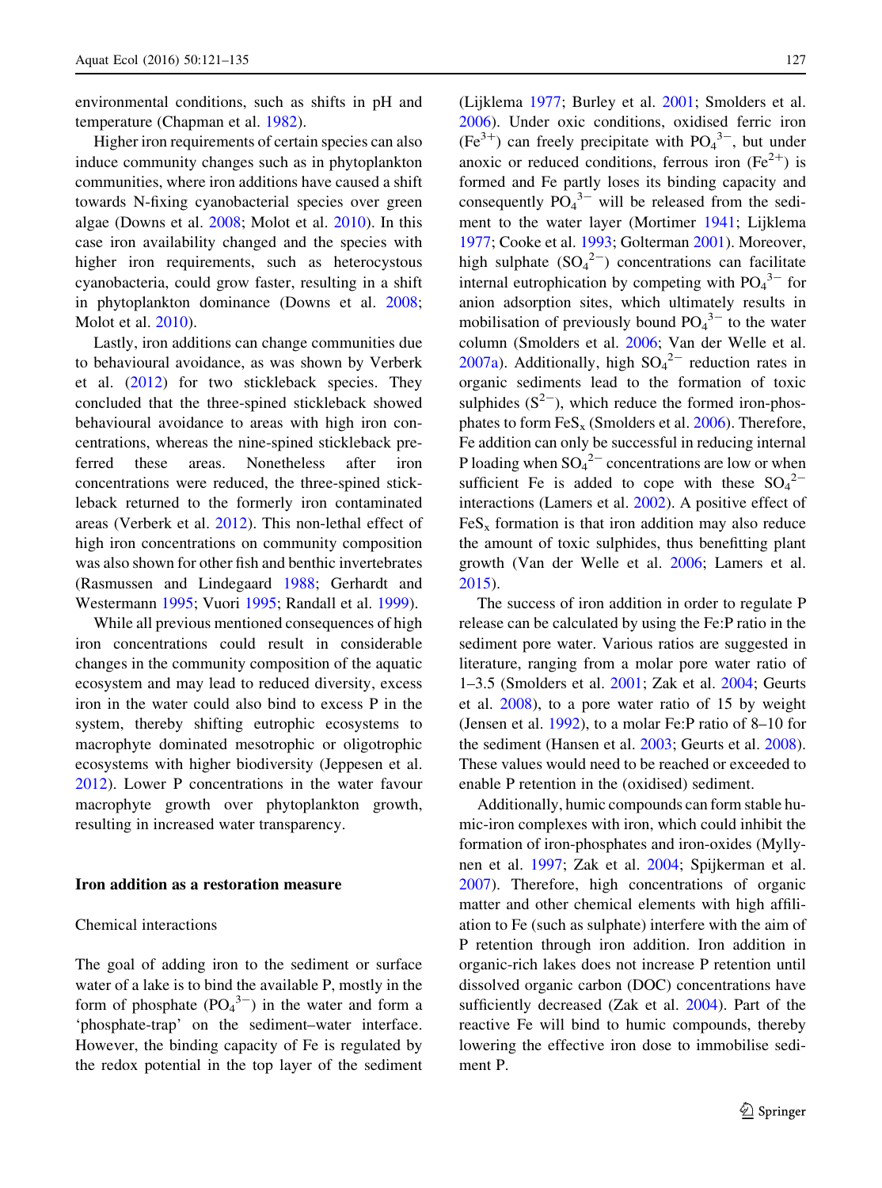environmental conditions, such as shifts in pH and temperature (Chapman et al. 1982).

Higher iron requirements of certain species can also induce community changes such as in phytoplankton communities, where iron additions have caused a shift towards N-fixing cyanobacterial species over green algae (Downs et al. 2008; Molot et al. 2010). In this case iron availability changed and the species with higher iron requirements, such as heterocystous cyanobacteria, could grow faster, resulting in a shift in phytoplankton dominance (Downs et al. 2008; Molot et al. 2010).

Lastly, iron additions can change communities due to behavioural avoidance, as was shown by Verberk et al. (2012) for two stickleback species. They concluded that the three-spined stickleback showed behavioural avoidance to areas with high iron concentrations, whereas the nine-spined stickleback preferred these areas. Nonetheless after iron concentrations were reduced, the three-spined stickleback returned to the formerly iron contaminated areas (Verberk et al. 2012). This non-lethal effect of high iron concentrations on community composition was also shown for other fish and benthic invertebrates (Rasmussen and Lindegaard 1988; Gerhardt and Westermann 1995; Vuori 1995; Randall et al. 1999).

While all previous mentioned consequences of high iron concentrations could result in considerable changes in the community composition of the aquatic ecosystem and may lead to reduced diversity, excess iron in the water could also bind to excess P in the system, thereby shifting eutrophic ecosystems to macrophyte dominated mesotrophic or oligotrophic ecosystems with higher biodiversity (Jeppesen et al. 2012). Lower P concentrations in the water favour macrophyte growth over phytoplankton growth, resulting in increased water transparency.

## Iron addition as a restoration measure

### Chemical interactions

The goal of adding iron to the sediment or surface water of a lake is to bind the available P, mostly in the form of phosphate ($PO_4^{3-}$) in the water and form a 'phosphate-trap' on the sediment–water interface. However, the binding capacity of Fe is regulated by the redox potential in the top layer of the sediment (Lijklema 1977; Burley et al. 2001; Smolders et al. 2006). Under oxic conditions, oxidised ferric iron ($Fe^{3+}$) can freely precipitate with $PO_4^{3-}$, but under anoxic or reduced conditions, ferrous iron ($Fe^{2+}$) is formed and Fe partly loses its binding capacity and consequently $PO_4^{3-}$ will be released from the sediment to the water layer (Mortimer 1941; Lijklema 1977; Cooke et al. 1993; Golterman 2001). Moreover, high sulphate ($SO_4^{2-}$) concentrations can facilitate internal eutrophication by competing with $PO_4^{3-}$ for anion adsorption sites, which ultimately results in mobilisation of previously bound $PO_4^{3-}$ to the water column (Smolders et al. 2006; Van der Welle et al. 2007a). Additionally, high $SO_4^{2-}$ reduction rates in organic sediments lead to the formation of toxic sulphides ($S^{2-}$), which reduce the formed iron-phosphates to form $FeS_x$ (Smolders et al. 2006). Therefore, Fe addition can only be successful in reducing internal P loading when $SO_4^{2-}$ concentrations are low or when sufficient Fe is added to cope with these $SO_4^{2-}$ interactions (Lamers et al. 2002). A positive effect of $FeS_x$ formation is that iron addition may also reduce the amount of toxic sulphides, thus benefitting plant growth (Van der Welle et al. 2006; Lamers et al. 2015).

The success of iron addition in order to regulate P release can be calculated by using the Fe:P ratio in the sediment pore water. Various ratios are suggested in literature, ranging from a molar pore water ratio of 1–3.5 (Smolders et al. 2001; Zak et al. 2004; Geurts et al. 2008), to a pore water ratio of 15 by weight (Jensen et al. 1992), to a molar Fe:P ratio of 8–10 for the sediment (Hansen et al. 2003; Geurts et al. 2008). These values would need to be reached or exceeded to enable P retention in the (oxidised) sediment.

Additionally, humic compounds can form stable humic-iron complexes with iron, which could inhibit the formation of iron-phosphates and iron-oxides (Myllynen et al. 1997; Zak et al. 2004; Spijkerman et al. 2007). Therefore, high concentrations of organic matter and other chemical elements with high affiliation to Fe (such as sulphate) interfere with the aim of P retention through iron addition. Iron addition in organic-rich lakes does not increase P retention until dissolved organic carbon (DOC) concentrations have sufficiently decreased (Zak et al. 2004). Part of the reactive Fe will bind to humic compounds, thereby lowering the effective iron dose to immobilise sediment P.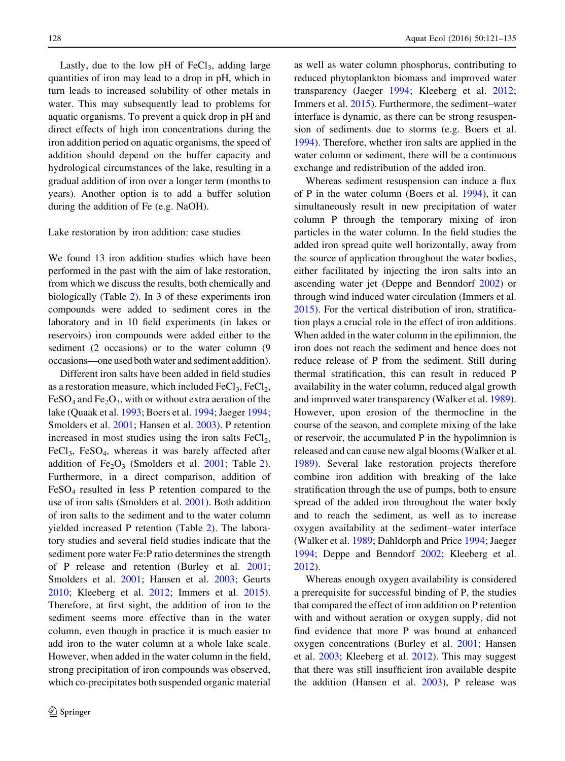Lastly, due to the low pH of $FeCl_3$, adding large quantities of iron may lead to a drop in pH, which in turn leads to increased solubility of other metals in water. This may subsequently lead to problems for aquatic organisms. To prevent a quick drop in pH and direct effects of high iron concentrations during the iron addition period on aquatic organisms, the speed of addition should depend on the buffer capacity and hydrological circumstances of the lake, resulting in a gradual addition of iron over a longer term (months to years). Another option is to add a buffer solution during the addition of Fe (e.g. NaOH).

## Lake restoration by iron addition: case studies

We found 13 iron addition studies which have been performed in the past with the aim of lake restoration, from which we discuss the results, both chemically and biologically (Table 2). In 3 of these experiments iron compounds were added to sediment cores in the laboratory and in 10 field experiments (in lakes or reservoirs) iron compounds were added either to the sediment (2 occasions) or to the water column (9 occasions—one used both water and sediment addition).

Different iron salts have been added in field studies as a restoration measure, which included $FeCl_3$, $FeCl_2$, $FeSO_4$ and $Fe_2O_3$, with or without extra aeration of the lake (Quaak et al. 1993; Boers et al. 1994; Jaeger 1994; Smolders et al. 2001; Hansen et al. 2003). P retention increased in most studies using the iron salts $FeCl_2$, $FeCl_3$, $FeSO_4$, whereas it was barely affected after addition of $Fe_2O_3$ (Smolders et al. 2001; Table 2). Furthermore, in a direct comparison, addition of $FeSO_4$ resulted in less P retention compared to the use of iron salts (Smolders et al. 2001). Both addition of iron salts to the sediment and to the water column yielded increased P retention (Table 2). The laboratory studies and several field studies indicate that the sediment pore water Fe:P ratio determines the strength of P release and retention (Burley et al. 2001; Smolders et al. 2001; Hansen et al. 2003; Geurts 2010; Kleeberg et al. 2012; Immers et al. 2015). Therefore, at first sight, the addition of iron to the sediment seems more effective than in the water column, even though in practice it is much easier to add iron to the water column at a whole lake scale. However, when added in the water column in the field, strong precipitation of iron compounds was observed, which co-precipitates both suspended organic material as well as water column phosphorus, contributing to reduced phytoplankton biomass and improved water transparency (Jaeger 1994; Kleeberg et al. 2012; Immers et al. 2015). Furthermore, the sediment–water interface is dynamic, as there can be strong resuspension of sediments due to storms (e.g. Boers et al. 1994). Therefore, whether iron salts are applied in the water column or sediment, there will be a continuous exchange and redistribution of the added iron.

Whereas sediment resuspension can induce a flux of P in the water column (Boers et al. 1994), it can simultaneously result in new precipitation of water column P through the temporary mixing of iron particles in the water column. In the field studies the added iron spread quite well horizontally, away from the source of application throughout the water bodies, either facilitated by injecting the iron salts into an ascending water jet (Deppe and Benndorf 2002) or through wind induced water circulation (Immers et al. 2015). For the vertical distribution of iron, stratification plays a crucial role in the effect of iron additions. When added in the water column in the epilimnion, the iron does not reach the sediment and hence does not reduce release of P from the sediment. Still during thermal stratification, this can result in reduced P availability in the water column, reduced algal growth and improved water transparency (Walker et al. 1989). However, upon erosion of the thermocline in the course of the season, and complete mixing of the lake or reservoir, the accumulated P in the hypolimnion is released and can cause new algal blooms (Walker et al. 1989). Several lake restoration projects therefore combine iron addition with breaking of the lake stratification through the use of pumps, both to ensure spread of the added iron throughout the water body and to reach the sediment, as well as to increase oxygen availability at the sediment–water interface (Walker et al. 1989; Dahldorph and Price 1994; Jaeger 1994; Deppe and Benndorf 2002; Kleeberg et al. 2012).

Whereas enough oxygen availability is considered a prerequisite for successful binding of P, the studies that compared the effect of iron addition on P retention with and without aeration or oxygen supply, did not find evidence that more P was bound at enhanced oxygen concentrations (Burley et al. 2001; Hansen et al. 2003; Kleeberg et al. 2012). This may suggest that there was still insufficient iron available despite the addition (Hansen et al. 2003), P release was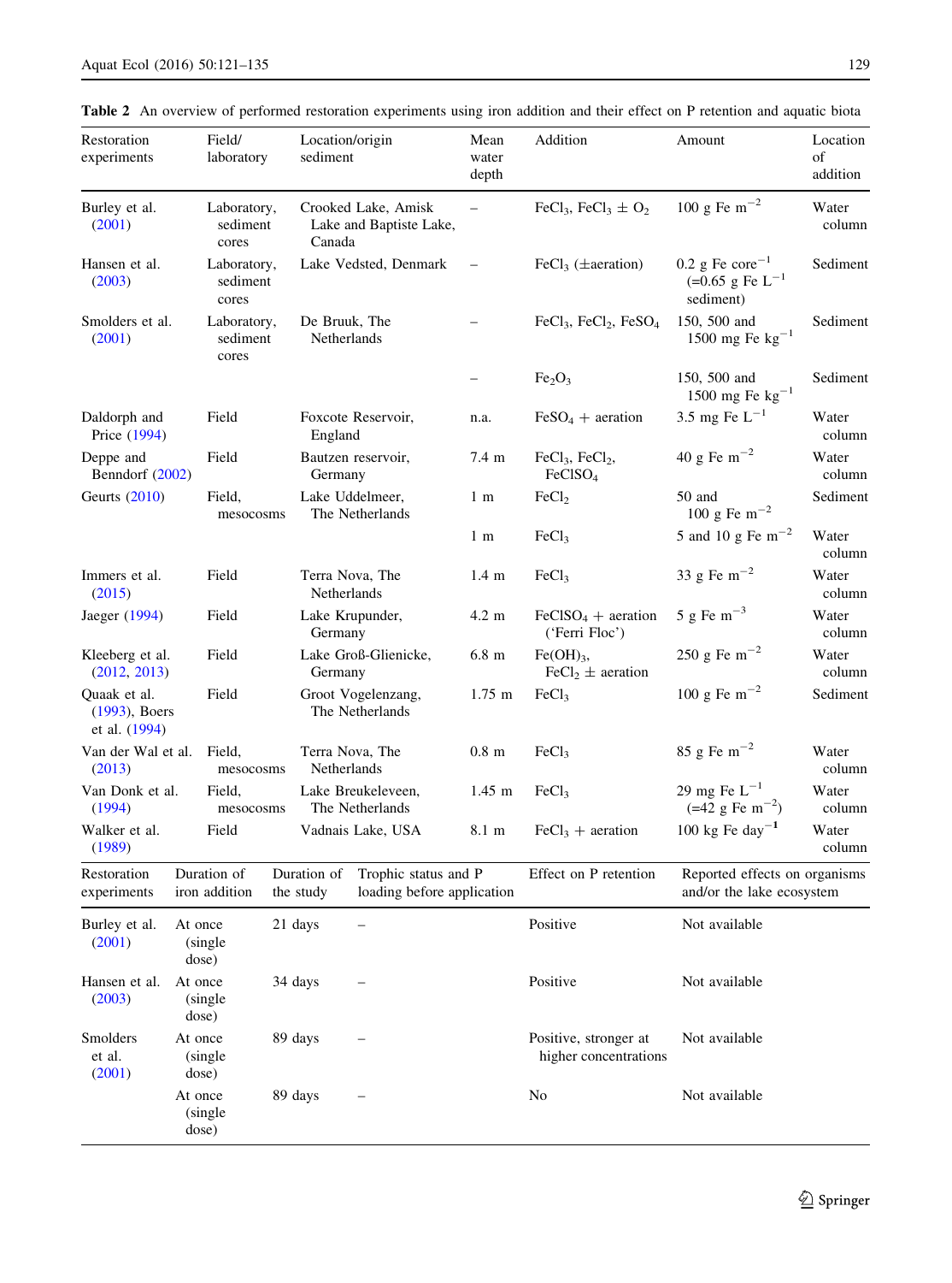**Table 2** An overview of performed restoration experiments using iron addition and their effect on P retention and aquatic biota

| Restoration experiments | Field/laboratory | Location/origin sediment | Mean water depth | Addition | Amount | Location of addition |
|---|---|---|---|---|---|---|
| Burley et al. (2001) | Laboratory, sediment cores | Crooked Lake, Amisk Lake and Baptiste Lake, Canada | – | $FeCl_3$, $FeCl_3 \pm O_2$ | 100 g Fe $m^{-2}$ | Water column |
| Hansen et al. (2003) | Laboratory, sediment cores | Lake Vedsted, Denmark | – | $FeCl_3$ (±aeration) | 0.2 g Fe $core^{-1}$ (=0.65 g Fe $L^{-1}$ sediment) | Sediment |
| Smolders et al. (2001) | Laboratory, sediment cores | De Bruuk, The Netherlands | – | $FeCl_3$, $FeCl_2$, $FeSO_4$ | 150, 500 and 1500 mg Fe $kg^{-1}$ | Sediment |
| | | | – | $Fe_2O_3$ | 150, 500 and 1500 mg Fe $kg^{-1}$ | Sediment |
| Daldorph and Price (1994) | Field | Foxcote Reservoir, England | n.a. | $FeSO_4$ + aeration | 3.5 mg Fe $L^{-1}$ | Water column |
| Deppe and Benndorf (2002) | Field | Bautzen reservoir, Germany | 7.4 m | $FeCl_3$, $FeCl_2$, $FeClSO_4$ | 40 g Fe $m^{-2}$ | Water column |
| Geurts (2010) | Field, mesocosms | Lake Uddelmeer, The Netherlands | 1 m | $FeCl_2$ | 50 and 100 g Fe $m^{-2}$ | Sediment |
| | | | 1 m | $FeCl_3$ | 5 and 10 g Fe $m^{-2}$ | Water column |
| Immers et al. (2015) | Field | Terra Nova, The Netherlands | 1.4 m | $FeCl_3$ | 33 g Fe $m^{-2}$ | Water column |
| Jaeger (1994) | Field | Lake Krupunder, Germany | 4.2 m | $FeClSO_4$ + aeration ('Ferri Floc') | 5 g Fe $m^{-3}$ | Water column |
| Kleeberg et al. (2012, 2013) | Field | Lake Groß-Glienicke, Germany | 6.8 m | $Fe(OH)_3$, $FeCl_2$ ± aeration | 250 g Fe $m^{-2}$ | Water column |
| Quaak et al. (1993), Boers et al. (1994) | Field | Groot Vogelenzang, The Netherlands | 1.75 m | $FeCl_3$ | 100 g Fe $m^{-2}$ | Sediment |
| Van der Wal et al. (2013) | Field, mesocosms | Terra Nova, The Netherlands | 0.8 m | $FeCl_3$ | 85 g Fe $m^{-2}$ | Water column |
| Van Donk et al. (1994) | Field, mesocosms | Lake Breukeleveen, The Netherlands | 1.45 m | $FeCl_3$ | 29 mg Fe $L^{-1}$ (=42 g Fe $m^{-2}$) | Water column |
| Walker et al. (1989) | Field | Vadnais Lake, USA | 8.1 m | $FeCl_3$ + aeration | 100 kg Fe $day^{-1}$ | Water column |

| Restoration experiments | Duration of iron addition | Duration of the study | Trophic status and P loading before application | Effect on P retention | Reported effects on organisms and/or the lake ecosystem |
|---|---|---|---|---|---|
| Burley et al. (2001) | At once (single dose) | 21 days | – | Positive | Not available |
| Hansen et al. (2003) | At once (single dose) | 34 days | – | Positive | Not available |
| Smolders et al. (2001) | At once (single dose) | 89 days | – | Positive, stronger at higher concentrations | Not available |
| | At once (single dose) | 89 days | – | No | Not available |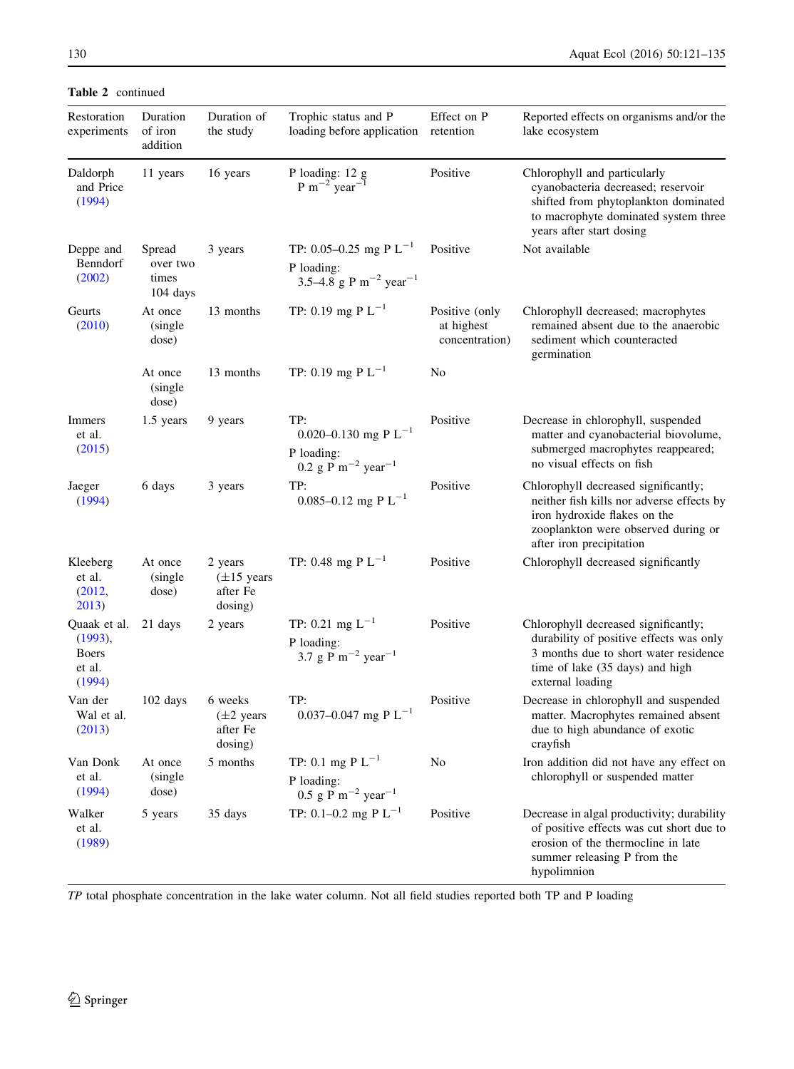**Table 2** continued

| Restoration experiments | Duration of iron addition | Duration of the study | Trophic status and P loading before application | Effect on P retention | Reported effects on organisms and/or the lake ecosystem |
|---|---|---|---|---|---|
| Daldorph and Price (1994) | 11 years | 16 years | P loading: 12 g P $m^{-2}$ $year^{-1}$ | Positive | Chlorophyll and particularly cyanobacteria decreased; reservoir shifted from phytoplankton dominated to macrophyte dominated system three years after start dosing |
| Deppe and Benndorf (2002) | Spread over two times 104 days | 3 years | TP: 0.05–0.25 mg P $L^{-1}$<br>P loading: 3.5–4.8 g P $m^{-2}$ $year^{-1}$ | Positive | Not available |
| Geurts (2010) | At once (single dose) | 13 months | TP: 0.19 mg P $L^{-1}$ | Positive (only at highest concentration) | Chlorophyll decreased; macrophytes remained absent due to the anaerobic sediment which counteracted germination |
| | At once (single dose) | 13 months | TP: 0.19 mg P $L^{-1}$ | No | |
| Immers et al. (2015) | 1.5 years | 9 years | TP: 0.020–0.130 mg P $L^{-1}$<br>P loading: 0.2 g P $m^{-2}$ $year^{-1}$ | Positive | Decrease in chlorophyll, suspended matter and cyanobacterial biovolume, submerged macrophytes reappeared; no visual effects on fish |
| Jaeger (1994) | 6 days | 3 years | TP: 0.085–0.12 mg P $L^{-1}$ | Positive | Chlorophyll decreased significantly; neither fish kills nor adverse effects by iron hydroxide flakes on the zooplankton were observed during or after iron precipitation |
| Kleeberg et al. (2012, 2013) | At once (single dose) | 2 years (±15 years after Fe dosing) | TP: 0.48 mg P $L^{-1}$ | Positive | Chlorophyll decreased significantly |
| Quaak et al. (1993), Boers et al. (1994) | 21 days | 2 years | TP: 0.21 mg $L^{-1}$<br>P loading: 3.7 g P $m^{-2}$ $year^{-1}$ | Positive | Chlorophyll decreased significantly; durability of positive effects was only 3 months due to short water residence time of lake (35 days) and high external loading |
| Van der Wal et al. (2013) | 102 days | 6 weeks (±2 years after Fe dosing) | TP: 0.037–0.047 mg P $L^{-1}$ | Positive | Decrease in chlorophyll and suspended matter. Macrophytes remained absent due to high abundance of exotic crayfish |
| Van Donk et al. (1994) | At once (single dose) | 5 months | TP: 0.1 mg P $L^{-1}$<br>P loading: 0.5 g P $m^{-2}$ $year^{-1}$ | No | Iron addition did not have any effect on chlorophyll or suspended matter |
| Walker et al. (1989) | 5 years | 35 days | TP: 0.1–0.2 mg P $L^{-1}$ | Positive | Decrease in algal productivity; durability of positive effects was cut short due to erosion of the thermocline in late summer releasing P from the hypolimnion |

*TP* total phosphate concentration in the lake water column. Not all field studies reported both TP and P loading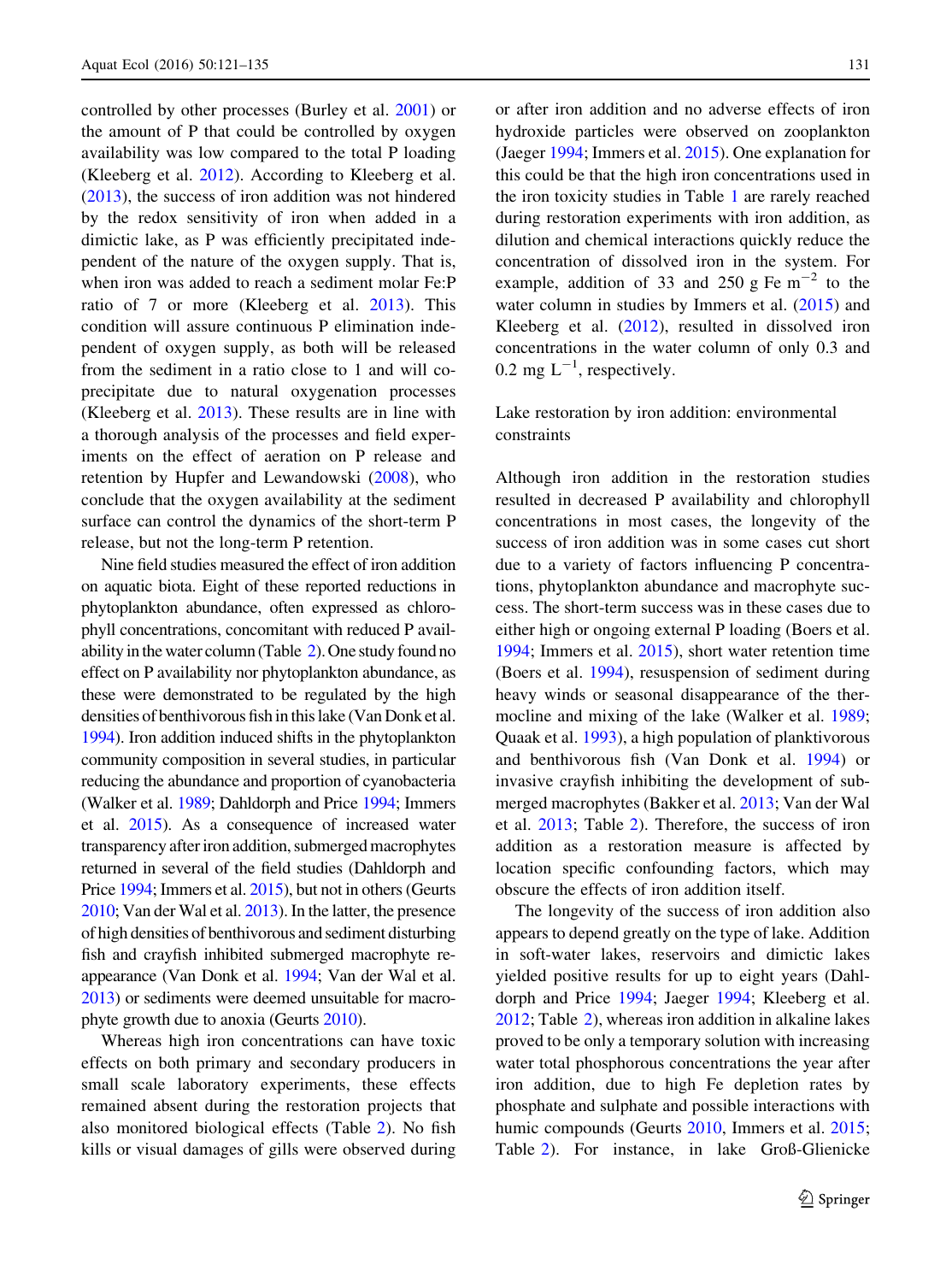controlled by other processes (Burley et al. 2001) or the amount of P that could be controlled by oxygen availability was low compared to the total P loading (Kleeberg et al. 2012). According to Kleeberg et al. (2013), the success of iron addition was not hindered by the redox sensitivity of iron when added in a dimictic lake, as P was efficiently precipitated independent of the nature of the oxygen supply. That is, when iron was added to reach a sediment molar Fe:P ratio of 7 or more (Kleeberg et al. 2013). This condition will assure continuous P elimination independent of oxygen supply, as both will be released from the sediment in a ratio close to 1 and will co-precipitate due to natural oxygenation processes (Kleeberg et al. 2013). These results are in line with a thorough analysis of the processes and field experiments on the effect of aeration on P release and retention by Hupfer and Lewandowski (2008), who conclude that the oxygen availability at the sediment surface can control the dynamics of the short-term P release, but not the long-term P retention.

Nine field studies measured the effect of iron addition on aquatic biota. Eight of these reported reductions in phytoplankton abundance, often expressed as chlorophyll concentrations, concomitant with reduced P availability in the water column (Table 2). One study found no effect on P availability nor phytoplankton abundance, as these were demonstrated to be regulated by the high densities of benthivorous fish in this lake (Van Donk et al. 1994). Iron addition induced shifts in the phytoplankton community composition in several studies, in particular reducing the abundance and proportion of cyanobacteria (Walker et al. 1989; Dahldorph and Price 1994; Immers et al. 2015). As a consequence of increased water transparency after iron addition, submerged macrophytes returned in several of the field studies (Dahldorph and Price 1994; Immers et al. 2015), but not in others (Geurts 2010; Van der Wal et al. 2013). In the latter, the presence of high densities of benthivorous and sediment disturbing fish and crayfish inhibited submerged macrophyte reappearance (Van Donk et al. 1994; Van der Wal et al. 2013) or sediments were deemed unsuitable for macrophyte growth due to anoxia (Geurts 2010).

Whereas high iron concentrations can have toxic effects on both primary and secondary producers in small scale laboratory experiments, these effects remained absent during the restoration projects that also monitored biological effects (Table 2). No fish kills or visual damages of gills were observed during or after iron addition and no adverse effects of iron hydroxide particles were observed on zooplankton (Jaeger 1994; Immers et al. 2015). One explanation for this could be that the high iron concentrations used in the iron toxicity studies in Table 1 are rarely reached during restoration experiments with iron addition, as dilution and chemical interactions quickly reduce the concentration of dissolved iron in the system. For example, addition of 33 and 250 g Fe $m^{-2}$ to the water column in studies by Immers et al. (2015) and Kleeberg et al. (2012), resulted in dissolved iron concentrations in the water column of only 0.3 and 0.2 mg $L^{-1}$, respectively.

## Lake restoration by iron addition: environmental constraints

Although iron addition in the restoration studies resulted in decreased P availability and chlorophyll concentrations in most cases, the longevity of the success of iron addition was in some cases cut short due to a variety of factors influencing P concentrations, phytoplankton abundance and macrophyte success. The short-term success was in these cases due to either high or ongoing external P loading (Boers et al. 1994; Immers et al. 2015), short water retention time (Boers et al. 1994), resuspension of sediment during heavy winds or seasonal disappearance of the thermocline and mixing of the lake (Walker et al. 1989; Quaak et al. 1993), a high population of planktivorous and benthivorous fish (Van Donk et al. 1994) or invasive crayfish inhibiting the development of submerged macrophytes (Bakker et al. 2013; Van der Wal et al. 2013; Table 2). Therefore, the success of iron addition as a restoration measure is affected by location specific confounding factors, which may obscure the effects of iron addition itself.

The longevity of the success of iron addition also appears to depend greatly on the type of lake. Addition in soft-water lakes, reservoirs and dimictic lakes yielded positive results for up to eight years (Dahldorph and Price 1994; Jaeger 1994; Kleeberg et al. 2012; Table 2), whereas iron addition in alkaline lakes proved to be only a temporary solution with increasing water total phosphorous concentrations the year after iron addition, due to high Fe depletion rates by phosphate and sulphate and possible interactions with humic compounds (Geurts 2010, Immers et al. 2015; Table 2). For instance, in lake Groß-Glienicke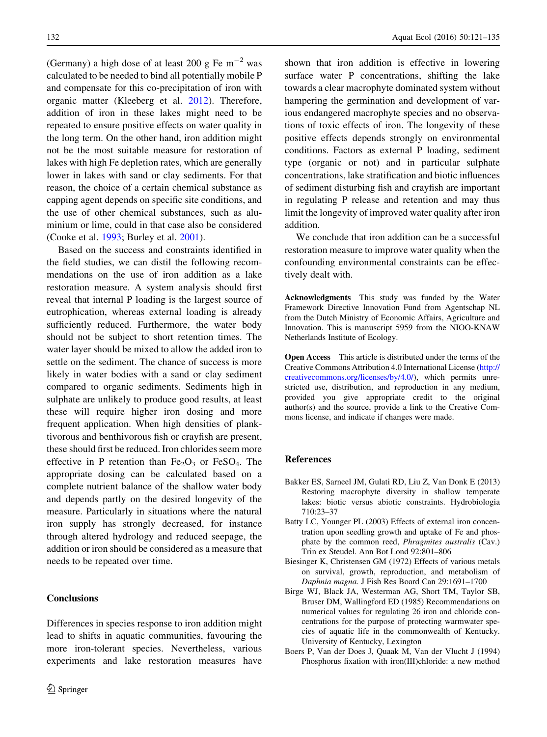(Germany) a high dose of at least 200 g Fe $m^{-2}$ was calculated to be needed to bind all potentially mobile P and compensate for this co-precipitation of iron with organic matter (Kleeberg et al. 2012). Therefore, addition of iron in these lakes might need to be repeated to ensure positive effects on water quality in the long term. On the other hand, iron addition might not be the most suitable measure for restoration of lakes with high Fe depletion rates, which are generally lower in lakes with sand or clay sediments. For that reason, the choice of a certain chemical substance as capping agent depends on specific site conditions, and the use of other chemical substances, such as aluminium or lime, could in that case also be considered (Cooke et al. 1993; Burley et al. 2001).

Based on the success and constraints identified in the field studies, we can distil the following recommendations on the use of iron addition as a lake restoration measure. A system analysis should first reveal that internal P loading is the largest source of eutrophication, whereas external loading is already sufficiently reduced. Furthermore, the water body should not be subject to short retention times. The water layer should be mixed to allow the added iron to settle on the sediment. The chance of success is more likely in water bodies with a sand or clay sediment compared to organic sediments. Sediments high in sulphate are unlikely to produce good results, at least these will require higher iron dosing and more frequent application. When high densities of planktivorous and benthivorous fish or crayfish are present, these should first be reduced. Iron chlorides seem more effective in P retention than $Fe_2O_3$ or $FeSO_4$. The appropriate dosing can be calculated based on a complete nutrient balance of the shallow water body and depends partly on the desired longevity of the measure. Particularly in situations where the natural iron supply has strongly decreased, for instance through altered hydrology and reduced seepage, the addition or iron should be considered as a measure that needs to be repeated over time.

## Conclusions

Differences in species response to iron addition might lead to shifts in aquatic communities, favouring the more iron-tolerant species. Nevertheless, various experiments and lake restoration measures have shown that iron addition is effective in lowering surface water P concentrations, shifting the lake towards a clear macrophyte dominated system without hampering the germination and development of various endangered macrophyte species and no observations of toxic effects of iron. The longevity of these positive effects depends strongly on environmental conditions. Factors as external P loading, sediment type (organic or not) and in particular sulphate concentrations, lake stratification and biotic influences of sediment disturbing fish and crayfish are important in regulating P release and retention and may thus limit the longevity of improved water quality after iron addition.

We conclude that iron addition can be a successful restoration measure to improve water quality when the confounding environmental constraints can be effectively dealt with.

**Acknowledgments** This study was funded by the Water Framework Directive Innovation Fund from Agentschap NL from the Dutch Ministry of Economic Affairs, Agriculture and Innovation. This is manuscript 5959 from the NIOO-KNAW Netherlands Institute of Ecology.

**Open Access** This article is distributed under the terms of the Creative Commons Attribution 4.0 International License (http://creativecommons.org/licenses/by/4.0/), which permits unrestricted use, distribution, and reproduction in any medium, provided you give appropriate credit to the original author(s) and the source, provide a link to the Creative Commons license, and indicate if changes were made.

## References

Bakker ES, Sarneel JM, Gulati RD, Liu Z, Van Donk E (2013) Restoring macrophyte diversity in shallow temperate lakes: biotic versus abiotic constraints. Hydrobiologia 710:23–37

Batty LC, Younger PL (2003) Effects of external iron concentration upon seedling growth and uptake of Fe and phosphate by the common reed, *Phragmites australis* (Cav.) Trin ex Steudel. Ann Bot Lond 92:801–806

Biesinger K, Christensen GM (1972) Effects of various metals on survival, growth, reproduction, and metabolism of *Daphnia magna*. J Fish Res Board Can 29:1691–1700

Birge WJ, Black JA, Westerman AG, Short TM, Taylor SB, Bruser DM, Wallingford ED (1985) Recommendations on numerical values for regulating 26 iron and chloride concentrations for the purpose of protecting warmwater species of aquatic life in the commonwealth of Kentucky. University of Kentucky, Lexington

Boers P, Van der Does J, Quaak M, Van der Vlucht J (1994) Phosphorus fixation with iron(III)chloride: a new method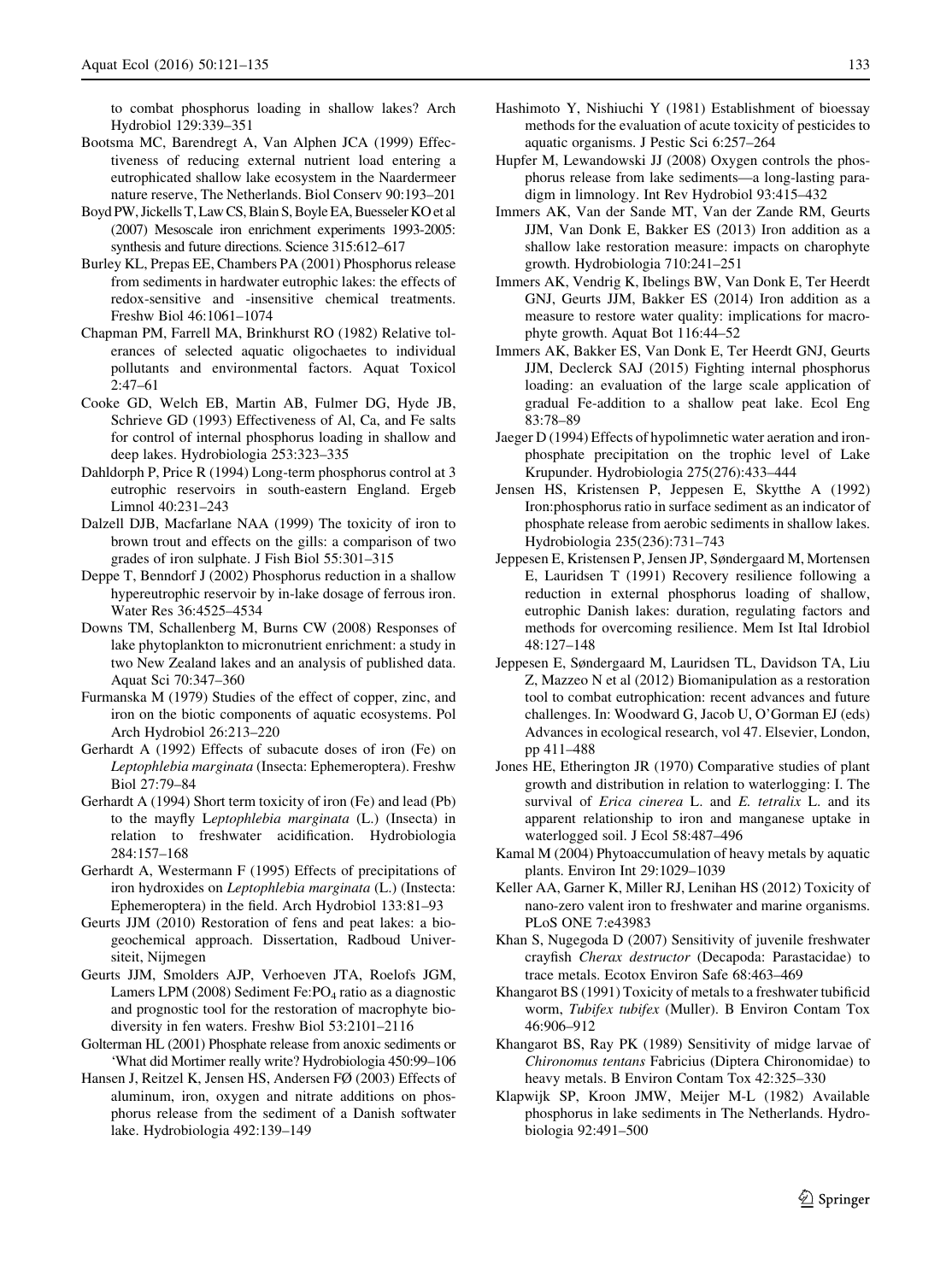to combat phosphorus loading in shallow lakes? Arch Hydrobiol 129:339–351

Bootsma MC, Barendregt A, Van Alphen JCA (1999) Effectiveness of reducing external nutrient load entering a eutrophicated shallow lake ecosystem in the Naardermeer nature reserve, The Netherlands. Biol Conserv 90:193–201

Boyd PW, Jickells T, Law CS, Blain S, Boyle EA, Buesseler KO et al (2007) Mesoscale iron enrichment experiments 1993-2005: synthesis and future directions. Science 315:612–617

Burley KL, Prepas EE, Chambers PA (2001) Phosphorus release from sediments in hardwater eutrophic lakes: the effects of redox-sensitive and -insensitive chemical treatments. Freshw Biol 46:1061–1074

Chapman PM, Farrell MA, Brinkhurst RO (1982) Relative tolerances of selected aquatic oligochaetes to individual pollutants and environmental factors. Aquat Toxicol 2:47–61

Cooke GD, Welch EB, Martin AB, Fulmer DG, Hyde JB, Schrieve GD (1993) Effectiveness of Al, Ca, and Fe salts for control of internal phosphorus loading in shallow and deep lakes. Hydrobiologia 253:323–335

Dahldorph P, Price R (1994) Long-term phosphorus control at 3 eutrophic reservoirs in south-eastern England. Ergeb Limnol 40:231–243

Dalzell DJB, Macfarlane NAA (1999) The toxicity of iron to brown trout and effects on the gills: a comparison of two grades of iron sulphate. J Fish Biol 55:301–315

Deppe T, Benndorf J (2002) Phosphorus reduction in a shallow hypereutrophic reservoir by in-lake dosage of ferrous iron. Water Res 36:4525–4534

Downs TM, Schallenberg M, Burns CW (2008) Responses of lake phytoplankton to micronutrient enrichment: a study in two New Zealand lakes and an analysis of published data. Aquat Sci 70:347–360

Furmanska M (1979) Studies of the effect of copper, zinc, and iron on the biotic components of aquatic ecosystems. Pol Arch Hydrobiol 26:213–220

Gerhardt A (1992) Effects of subacute doses of iron (Fe) on *Leptophlebia marginata* (Insecta: Ephemeroptera). Freshw Biol 27:79–84

Gerhardt A (1994) Short term toxicity of iron (Fe) and lead (Pb) to the mayfly L*eptophlebia marginata* (L.) (Insecta) in relation to freshwater acidification. Hydrobiologia 284:157–168

Gerhardt A, Westermann F (1995) Effects of precipitations of iron hydroxides on *Leptophlebia marginata* (L.) (Instecta: Ephemeroptera) in the field. Arch Hydrobiol 133:81–93

Geurts JJM (2010) Restoration of fens and peat lakes: a biogeochemical approach. Dissertation, Radboud Universiteit, Nijmegen

Geurts JJM, Smolders AJP, Verhoeven JTA, Roelofs JGM, Lamers LPM (2008) Sediment Fe:$PO_4$ ratio as a diagnostic and prognostic tool for the restoration of macrophyte biodiversity in fen waters. Freshw Biol 53:2101–2116

Golterman HL (2001) Phosphate release from anoxic sediments or 'What did Mortimer really write? Hydrobiologia 450:99–106

Hansen J, Reitzel K, Jensen HS, Andersen FØ (2003) Effects of aluminum, iron, oxygen and nitrate additions on phosphorus release from the sediment of a Danish softwater lake. Hydrobiologia 492:139–149

Hashimoto Y, Nishiuchi Y (1981) Establishment of bioessay methods for the evaluation of acute toxicity of pesticides to aquatic organisms. J Pestic Sci 6:257–264

Hupfer M, Lewandowski JJ (2008) Oxygen controls the phosphorus release from lake sediments—a long-lasting paradigm in limnology. Int Rev Hydrobiol 93:415–432

Immers AK, Van der Sande MT, Van der Zande RM, Geurts JJM, Van Donk E, Bakker ES (2013) Iron addition as a shallow lake restoration measure: impacts on charophyte growth. Hydrobiologia 710:241–251

Immers AK, Vendrig K, Ibelings BW, Van Donk E, Ter Heerdt GNJ, Geurts JJM, Bakker ES (2014) Iron addition as a measure to restore water quality: implications for macrophyte growth. Aquat Bot 116:44–52

Immers AK, Bakker ES, Van Donk E, Ter Heerdt GNJ, Geurts JJM, Declerck SAJ (2015) Fighting internal phosphorus loading: an evaluation of the large scale application of gradual Fe-addition to a shallow peat lake. Ecol Eng 83:78–89

Jaeger D (1994) Effects of hypolimnetic water aeration and iron-phosphate precipitation on the trophic level of Lake Krupunder. Hydrobiologia 275(276):433–444

Jensen HS, Kristensen P, Jeppesen E, Skytthe A (1992) Iron:phosphorus ratio in surface sediment as an indicator of phosphate release from aerobic sediments in shallow lakes. Hydrobiologia 235(236):731–743

Jeppesen E, Kristensen P, Jensen JP, Søndergaard M, Mortensen E, Lauridsen T (1991) Recovery resilience following a reduction in external phosphorus loading of shallow, eutrophic Danish lakes: duration, regulating factors and methods for overcoming resilience. Mem Ist Ital Idrobiol 48:127–148

Jeppesen E, Søndergaard M, Lauridsen TL, Davidson TA, Liu Z, Mazzeo N et al (2012) Biomanipulation as a restoration tool to combat eutrophication: recent advances and future challenges. In: Woodward G, Jacob U, O'Gorman EJ (eds) Advances in ecological research, vol 47. Elsevier, London, pp 411–488

Jones HE, Etherington JR (1970) Comparative studies of plant growth and distribution in relation to waterlogging: I. The survival of *Erica cinerea* L. and *E. tetralix* L. and its apparent relationship to iron and manganese uptake in waterlogged soil. J Ecol 58:487–496

Kamal M (2004) Phytoaccumulation of heavy metals by aquatic plants. Environ Int 29:1029–1039

Keller AA, Garner K, Miller RJ, Lenihan HS (2012) Toxicity of nano-zero valent iron to freshwater and marine organisms. PLoS ONE 7:e43983

Khan S, Nugegoda D (2007) Sensitivity of juvenile freshwater crayfish *Cherax destructor* (Decapoda: Parastacidae) to trace metals. Ecotox Environ Safe 68:463–469

Khangarot BS (1991) Toxicity of metals to a freshwater tubificid worm, *Tubifex tubifex* (Muller). B Environ Contam Tox 46:906–912

Khangarot BS, Ray PK (1989) Sensitivity of midge larvae of *Chironomus tentans* Fabricius (Diptera Chironomidae) to heavy metals. B Environ Contam Tox 42:325–330

Klapwijk SP, Kroon JMW, Meijer M-L (1982) Available phosphorus in lake sediments in The Netherlands. Hydrobiologia 92:491–500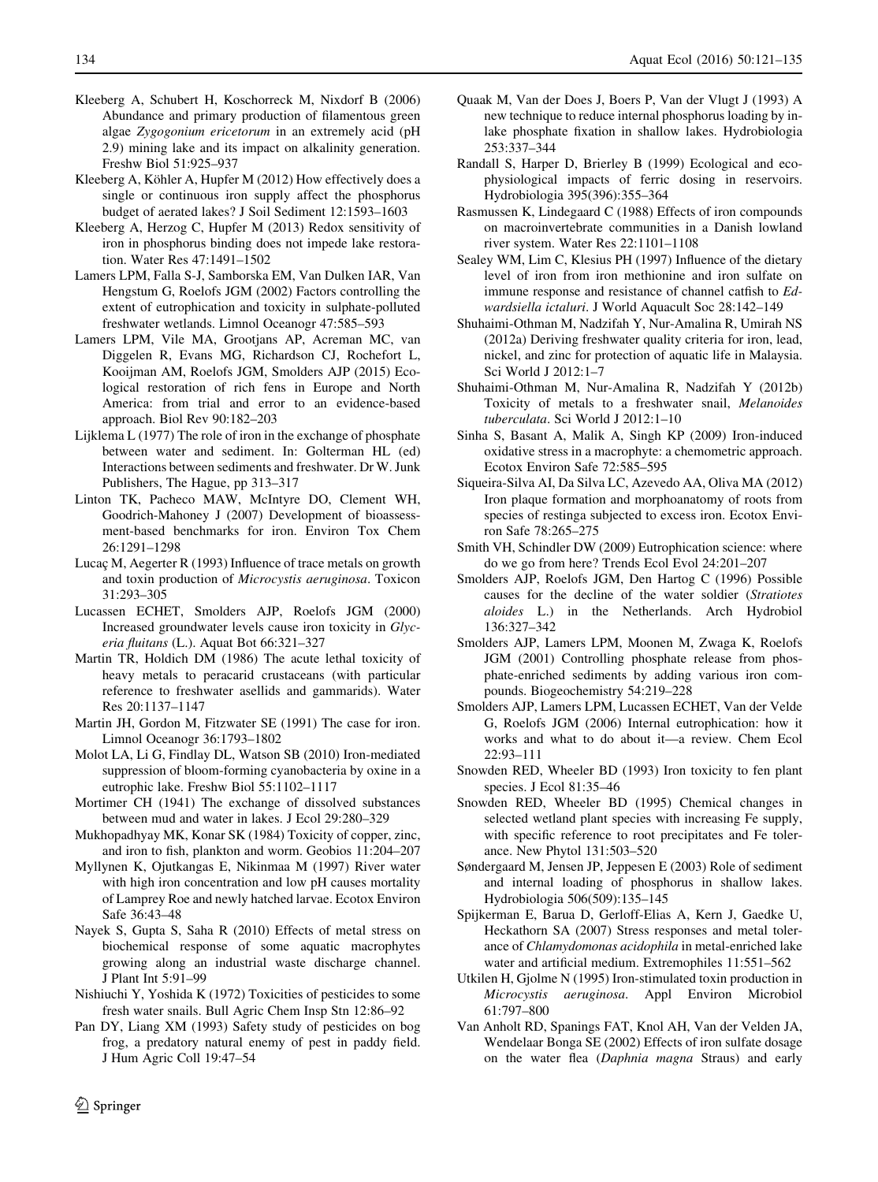Kleeberg A, Schubert H, Koschorreck M, Nixdorf B (2006) Abundance and primary production of filamentous green algae *Zygogonium ericetorum* in an extremely acid (pH 2.9) mining lake and its impact on alkalinity generation. Freshw Biol 51:925–937

Kleeberg A, Köhler A, Hupfer M (2012) How effectively does a single or continuous iron supply affect the phosphorus budget of aerated lakes? J Soil Sediment 12:1593–1603

Kleeberg A, Herzog C, Hupfer M (2013) Redox sensitivity of iron in phosphorus binding does not impede lake restoration. Water Res 47:1491–1502

Lamers LPM, Falla S-J, Samborska EM, Van Dulken IAR, Van Hengstum G, Roelofs JGM (2002) Factors controlling the extent of eutrophication and toxicity in sulphate-polluted freshwater wetlands. Limnol Oceanogr 47:585–593

Lamers LPM, Vile MA, Grootjans AP, Acreman MC, van Diggelen R, Evans MG, Richardson CJ, Rochefort L, Kooijman AM, Roelofs JGM, Smolders AJP (2015) Ecological restoration of rich fens in Europe and North America: from trial and error to an evidence-based approach. Biol Rev 90:182–203

Lijklema L (1977) The role of iron in the exchange of phosphate between water and sediment. In: Golterman HL (ed) Interactions between sediments and freshwater. Dr W. Junk Publishers, The Hague, pp 313–317

Linton TK, Pacheco MAW, McIntyre DO, Clement WH, Goodrich-Mahoney J (2007) Development of bioassessment-based benchmarks for iron. Environ Tox Chem 26:1291–1298

Lucaç M, Aegerter R (1993) Influence of trace metals on growth and toxin production of *Microcystis aeruginosa*. Toxicon 31:293–305

Lucassen ECHET, Smolders AJP, Roelofs JGM (2000) Increased groundwater levels cause iron toxicity in *Glyceria fluitans* (L.). Aquat Bot 66:321–327

Martin TR, Holdich DM (1986) The acute lethal toxicity of heavy metals to peracarid crustaceans (with particular reference to freshwater asellids and gammarids). Water Res 20:1137–1147

Martin JH, Gordon M, Fitzwater SE (1991) The case for iron. Limnol Oceanogr 36:1793–1802

Molot LA, Li G, Findlay DL, Watson SB (2010) Iron-mediated suppression of bloom-forming cyanobacteria by oxine in a eutrophic lake. Freshw Biol 55:1102–1117

Mortimer CH (1941) The exchange of dissolved substances between mud and water in lakes. J Ecol 29:280–329

Mukhopadhyay MK, Konar SK (1984) Toxicity of copper, zinc, and iron to fish, plankton and worm. Geobios 11:204–207

Myllynen K, Ojutkangas E, Nikinmaa M (1997) River water with high iron concentration and low pH causes mortality of Lamprey Roe and newly hatched larvae. Ecotox Environ Safe 36:43–48

Nayek S, Gupta S, Saha R (2010) Effects of metal stress on biochemical response of some aquatic macrophytes growing along an industrial waste discharge channel. J Plant Int 5:91–99

Nishiuchi Y, Yoshida K (1972) Toxicities of pesticides to some fresh water snails. Bull Agric Chem Insp Stn 12:86–92

Pan DY, Liang XM (1993) Safety study of pesticides on bog frog, a predatory natural enemy of pest in paddy field. J Hum Agric Coll 19:47–54

Quaak M, Van der Does J, Boers P, Van der Vlugt J (1993) A new technique to reduce internal phosphorus loading by in-lake phosphate fixation in shallow lakes. Hydrobiologia 253:337–344

Randall S, Harper D, Brierley B (1999) Ecological and ecophysiological impacts of ferric dosing in reservoirs. Hydrobiologia 395(396):355–364

Rasmussen K, Lindegaard C (1988) Effects of iron compounds on macroinvertebrate communities in a Danish lowland river system. Water Res 22:1101–1108

Sealey WM, Lim C, Klesius PH (1997) Influence of the dietary level of iron from iron methionine and iron sulfate on immune response and resistance of channel catfish to *Edwardsiella ictaluri*. J World Aquacult Soc 28:142–149

Shuhaimi-Othman M, Nadzifah Y, Nur-Amalina R, Umirah NS (2012a) Deriving freshwater quality criteria for iron, lead, nickel, and zinc for protection of aquatic life in Malaysia. Sci World J 2012:1–7

Shuhaimi-Othman M, Nur-Amalina R, Nadzifah Y (2012b) Toxicity of metals to a freshwater snail, *Melanoides tuberculata*. Sci World J 2012:1–10

Sinha S, Basant A, Malik A, Singh KP (2009) Iron-induced oxidative stress in a macrophyte: a chemometric approach. Ecotox Environ Safe 72:585–595

Siqueira-Silva AI, Da Silva LC, Azevedo AA, Oliva MA (2012) Iron plaque formation and morphoanatomy of roots from species of restinga subjected to excess iron. Ecotox Environ Safe 78:265–275

Smith VH, Schindler DW (2009) Eutrophication science: where do we go from here? Trends Ecol Evol 24:201–207

Smolders AJP, Roelofs JGM, Den Hartog C (1996) Possible causes for the decline of the water soldier (*Stratiotes aloides* L.) in the Netherlands. Arch Hydrobiol 136:327–342

Smolders AJP, Lamers LPM, Moonen M, Zwaga K, Roelofs JGM (2001) Controlling phosphate release from phosphate-enriched sediments by adding various iron compounds. Biogeochemistry 54:219–228

Smolders AJP, Lamers LPM, Lucassen ECHET, Van der Velde G, Roelofs JGM (2006) Internal eutrophication: how it works and what to do about it—a review. Chem Ecol 22:93–111

Snowden RED, Wheeler BD (1993) Iron toxicity to fen plant species. J Ecol 81:35–46

Snowden RED, Wheeler BD (1995) Chemical changes in selected wetland plant species with increasing Fe supply, with specific reference to root precipitates and Fe tolerance. New Phytol 131:503–520

Søndergaard M, Jensen JP, Jeppesen E (2003) Role of sediment and internal loading of phosphorus in shallow lakes. Hydrobiologia 506(509):135–145

Spijkerman E, Barua D, Gerloff-Elias A, Kern J, Gaedke U, Heckathorn SA (2007) Stress responses and metal tolerance of *Chlamydomonas acidophila* in metal-enriched lake water and artificial medium. Extremophiles 11:551–562

Utkilen H, Gjolme N (1995) Iron-stimulated toxin production in *Microcystis aeruginosa*. Appl Environ Microbiol 61:797–800

Van Anholt RD, Spanings FAT, Knol AH, Van der Velden JA, Wendelaar Bonga SE (2002) Effects of iron sulfate dosage on the water flea (*Daphnia magna* Straus) and early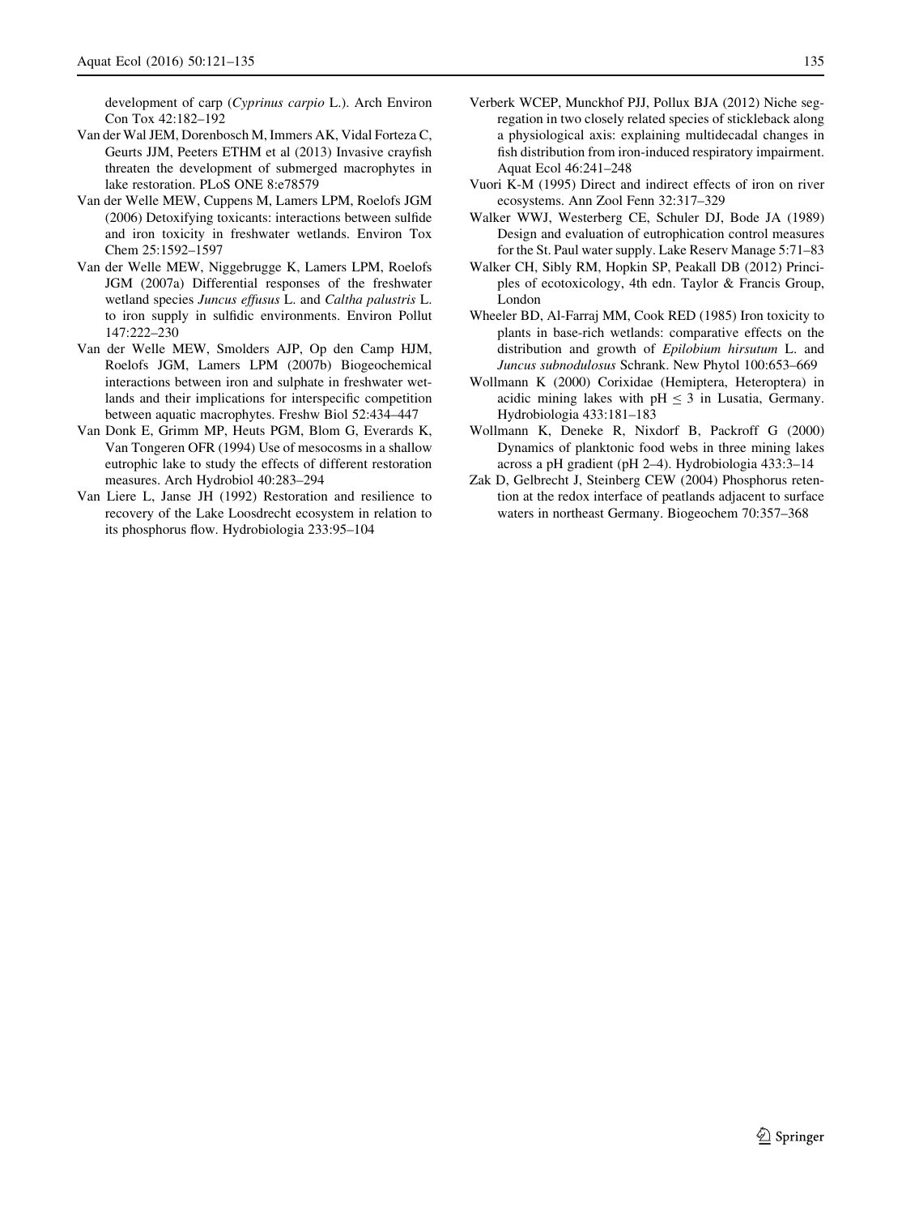development of carp (*Cyprinus carpio* L.). Arch Environ Con Tox 42:182–192

Van der Wal JEM, Dorenbosch M, Immers AK, Vidal Forteza C, Geurts JJM, Peeters ETHM et al (2013) Invasive crayfish threaten the development of submerged macrophytes in lake restoration. PLoS ONE 8:e78579

Van der Welle MEW, Cuppens M, Lamers LPM, Roelofs JGM (2006) Detoxifying toxicants: interactions between sulfide and iron toxicity in freshwater wetlands. Environ Tox Chem 25:1592–1597

Van der Welle MEW, Niggebrugge K, Lamers LPM, Roelofs JGM (2007a) Differential responses of the freshwater wetland species *Juncus effusus* L. and *Caltha palustris* L. to iron supply in sulfidic environments. Environ Pollut 147:222–230

Van der Welle MEW, Smolders AJP, Op den Camp HJM, Roelofs JGM, Lamers LPM (2007b) Biogeochemical interactions between iron and sulphate in freshwater wetlands and their implications for interspecific competition between aquatic macrophytes. Freshw Biol 52:434–447

Van Donk E, Grimm MP, Heuts PGM, Blom G, Everards K, Van Tongeren OFR (1994) Use of mesocosms in a shallow eutrophic lake to study the effects of different restoration measures. Arch Hydrobiol 40:283–294

Van Liere L, Janse JH (1992) Restoration and resilience to recovery of the Lake Loosdrecht ecosystem in relation to its phosphorus flow. Hydrobiologia 233:95–104

Verberk WCEP, Munckhof PJJ, Pollux BJA (2012) Niche segregation in two closely related species of stickleback along a physiological axis: explaining multidecadal changes in fish distribution from iron-induced respiratory impairment. Aquat Ecol 46:241–248

Vuori K-M (1995) Direct and indirect effects of iron on river ecosystems. Ann Zool Fenn 32:317–329

Walker WWJ, Westerberg CE, Schuler DJ, Bode JA (1989) Design and evaluation of eutrophication control measures for the St. Paul water supply. Lake Reserv Manage 5:71–83

Walker CH, Sibly RM, Hopkin SP, Peakall DB (2012) Principles of ecotoxicology, 4th edn. Taylor & Francis Group, London

Wheeler BD, Al-Farraj MM, Cook RED (1985) Iron toxicity to plants in base-rich wetlands: comparative effects on the distribution and growth of *Epilobium hirsutum* L. and *Juncus subnodulosus* Schrank. New Phytol 100:653–669

Wollmann K (2000) Corixidae (Hemiptera, Heteroptera) in acidic mining lakes with pH $\leq$ 3 in Lusatia, Germany. Hydrobiologia 433:181–183

Wollmann K, Deneke R, Nixdorf B, Packroff G (2000) Dynamics of planktonic food webs in three mining lakes across a pH gradient (pH 2–4). Hydrobiologia 433:3–14

Zak D, Gelbrecht J, Steinberg CEW (2004) Phosphorus retention at the redox interface of peatlands adjacent to surface waters in northeast Germany. Biogeochem 70:357–368